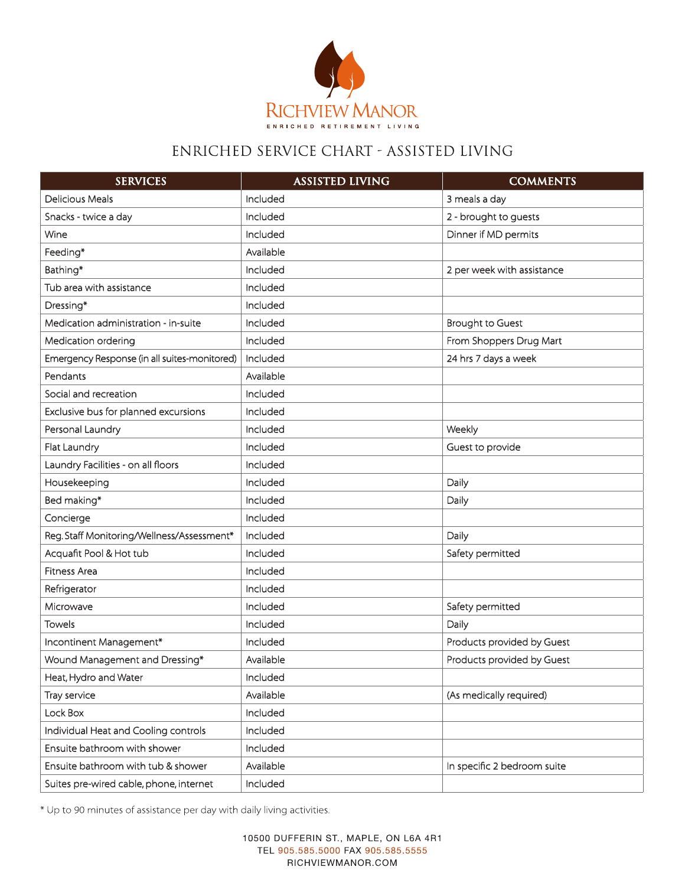# RICHVIEW MANOR

ENRICHED RETIREMENT LIVING

## ENRICHED SERVICE CHART - ASSISTED LIVING

| SERVICES | ASSISTED LIVING | COMMENTS |
|---|---|---|
| Delicious Meals | Included | 3 meals a day |
| Snacks - twice a day | Included | 2 - brought to guests |
| Wine | Included | Dinner if MD permits |
| Feeding* | Available | |
| Bathing* | Included | 2 per week with assistance |
| Tub area with assistance | Included | |
| Dressing* | Included | |
| Medication administration - in-suite | Included | Brought to Guest |
| Medication ordering | Included | From Shoppers Drug Mart |
| Emergency Response (in all suites-monitored) | Included | 24 hrs 7 days a week |
| Pendants | Available | |
| Social and recreation | Included | |
| Exclusive bus for planned excursions | Included | |
| Personal Laundry | Included | Weekly |
| Flat Laundry | Included | Guest to provide |
| Laundry Facilities - on all floors | Included | |
| Housekeeping | Included | Daily |
| Bed making* | Included | Daily |
| Concierge | Included | |
| Reg. Staff Monitoring/Wellness/Assessment* | Included | Daily |
| Acquafit Pool & Hot tub | Included | Safety permitted |
| Fitness Area | Included | |
| Refrigerator | Included | |
| Microwave | Included | Safety permitted |
| Towels | Included | Daily |
| Incontinent Management* | Included | Products provided by Guest |
| Wound Management and Dressing* | Available | Products provided by Guest |
| Heat, Hydro and Water | Included | |
| Tray service | Available | (As medically required) |
| Lock Box | Included | |
| Individual Heat and Cooling controls | Included | |
| Ensuite bathroom with shower | Included | |
| Ensuite bathroom with tub & shower | Available | In specific 2 bedroom suite |
| Suites pre-wired cable, phone, internet | Included | |

* Up to 90 minutes of assistance per day with daily living activities.

10500 DUFFERIN ST., MAPLE, ON L6A 4R1
TEL 905.585.5000 FAX 905.585.5555
RICHVIEWMANOR.COM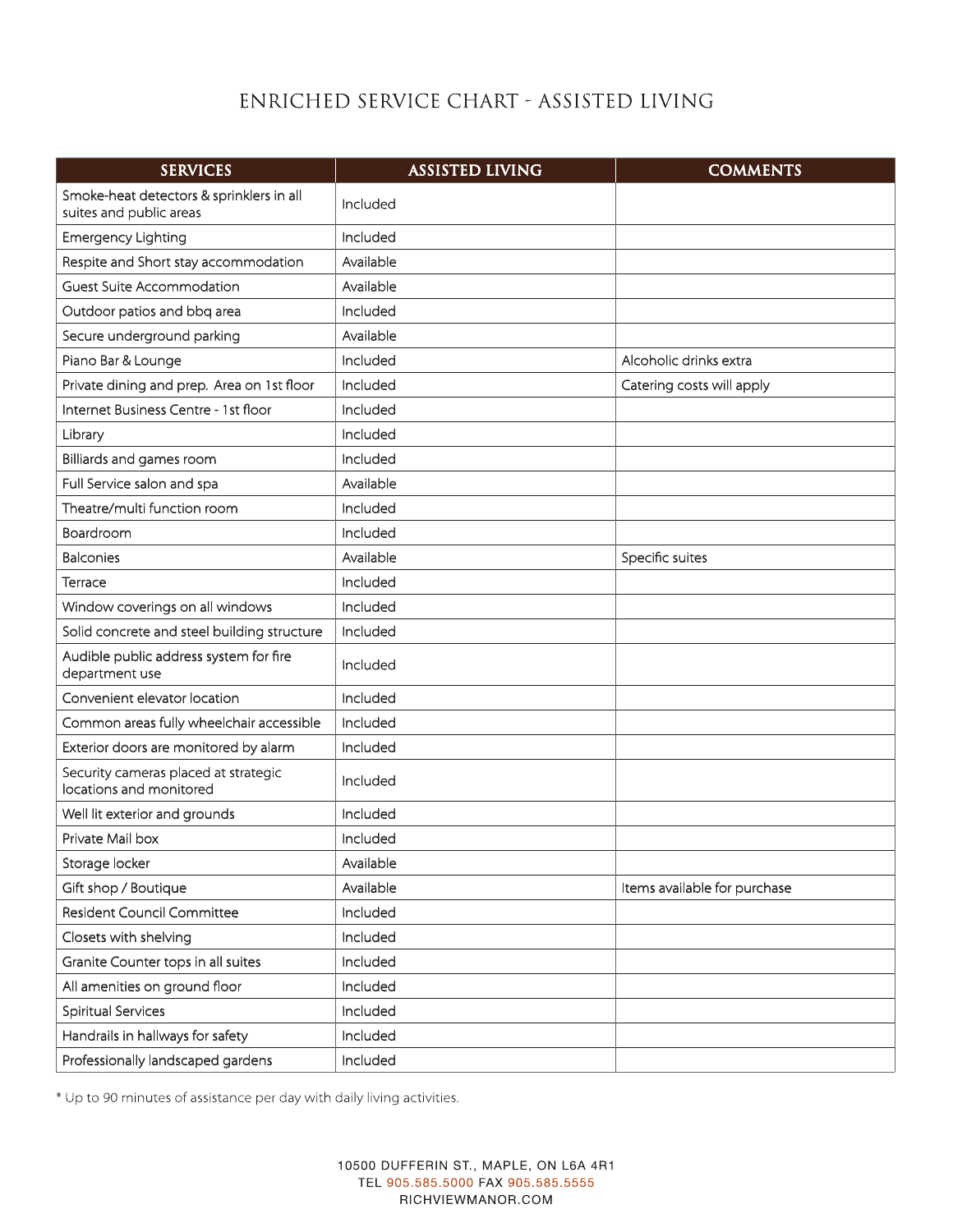# ENRICHED SERVICE CHART - ASSISTED LIVING

| SERVICES | ASSISTED LIVING | COMMENTS |
|---|---|---|
| Smoke-heat detectors & sprinklers in all suites and public areas | Included | |
| Emergency Lighting | Included | |
| Respite and Short stay accommodation | Available | |
| Guest Suite Accommodation | Available | |
| Outdoor patios and bbq area | Included | |
| Secure underground parking | Available | |
| Piano Bar & Lounge | Included | Alcoholic drinks extra |
| Private dining and prep. Area on 1st floor | Included | Catering costs will apply |
| Internet Business Centre - 1st floor | Included | |
| Library | Included | |
| Billiards and games room | Included | |
| Full Service salon and spa | Available | |
| Theatre/multi function room | Included | |
| Boardroom | Included | |
| Balconies | Available | Specific suites |
| Terrace | Included | |
| Window coverings on all windows | Included | |
| Solid concrete and steel building structure | Included | |
| Audible public address system for fire department use | Included | |
| Convenient elevator location | Included | |
| Common areas fully wheelchair accessible | Included | |
| Exterior doors are monitored by alarm | Included | |
| Security cameras placed at strategic locations and monitored | Included | |
| Well lit exterior and grounds | Included | |
| Private Mail box | Included | |
| Storage locker | Available | |
| Gift shop / Boutique | Available | Items available for purchase |
| Resident Council Committee | Included | |
| Closets with shelving | Included | |
| Granite Counter tops in all suites | Included | |
| All amenities on ground floor | Included | |
| Spiritual Services | Included | |
| Handrails in hallways for safety | Included | |
| Professionally landscaped gardens | Included | |

* Up to 90 minutes of assistance per day with daily living activities.

10500 DUFFERIN ST., MAPLE, ON L6A 4R1
TEL 905.585.5000 FAX 905.585.5555
RICHVIEWMANOR.COM